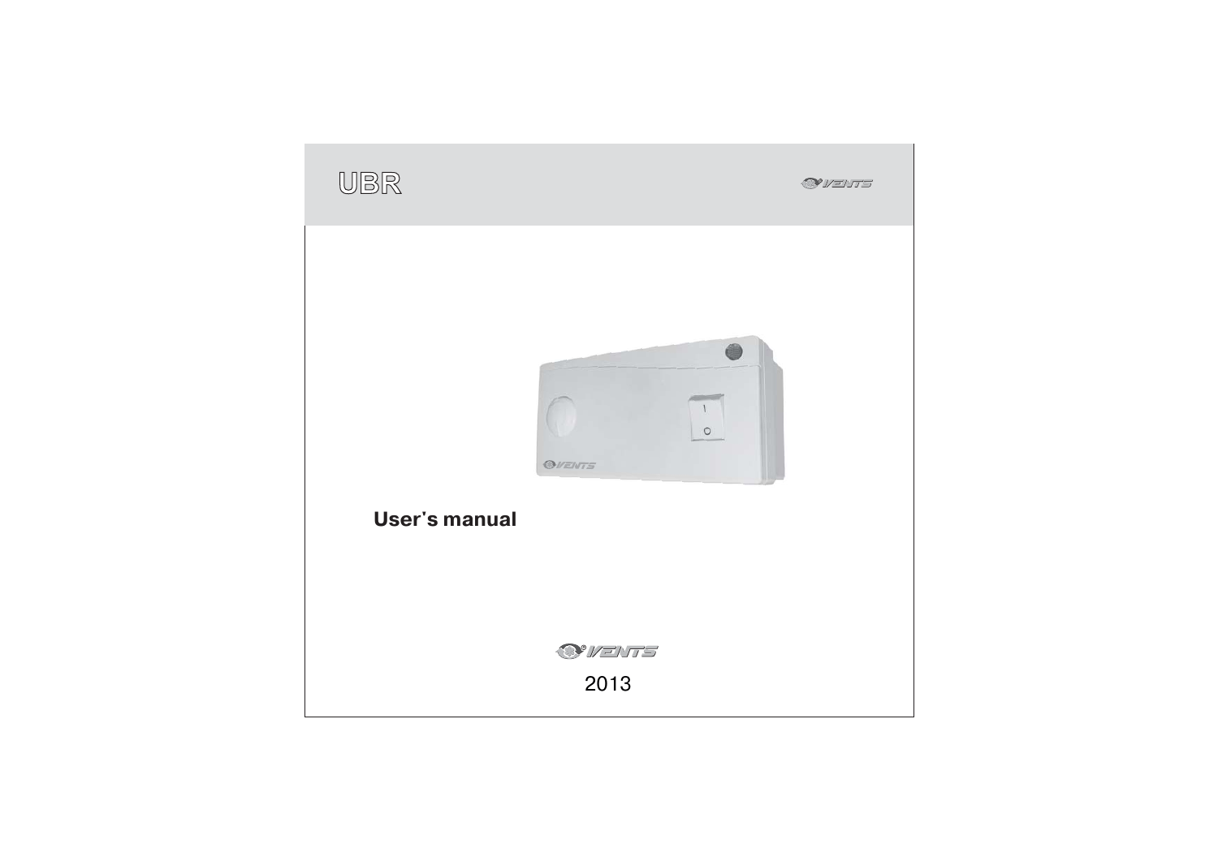# UBR

VENTS

**User's manual**

VENTS

2013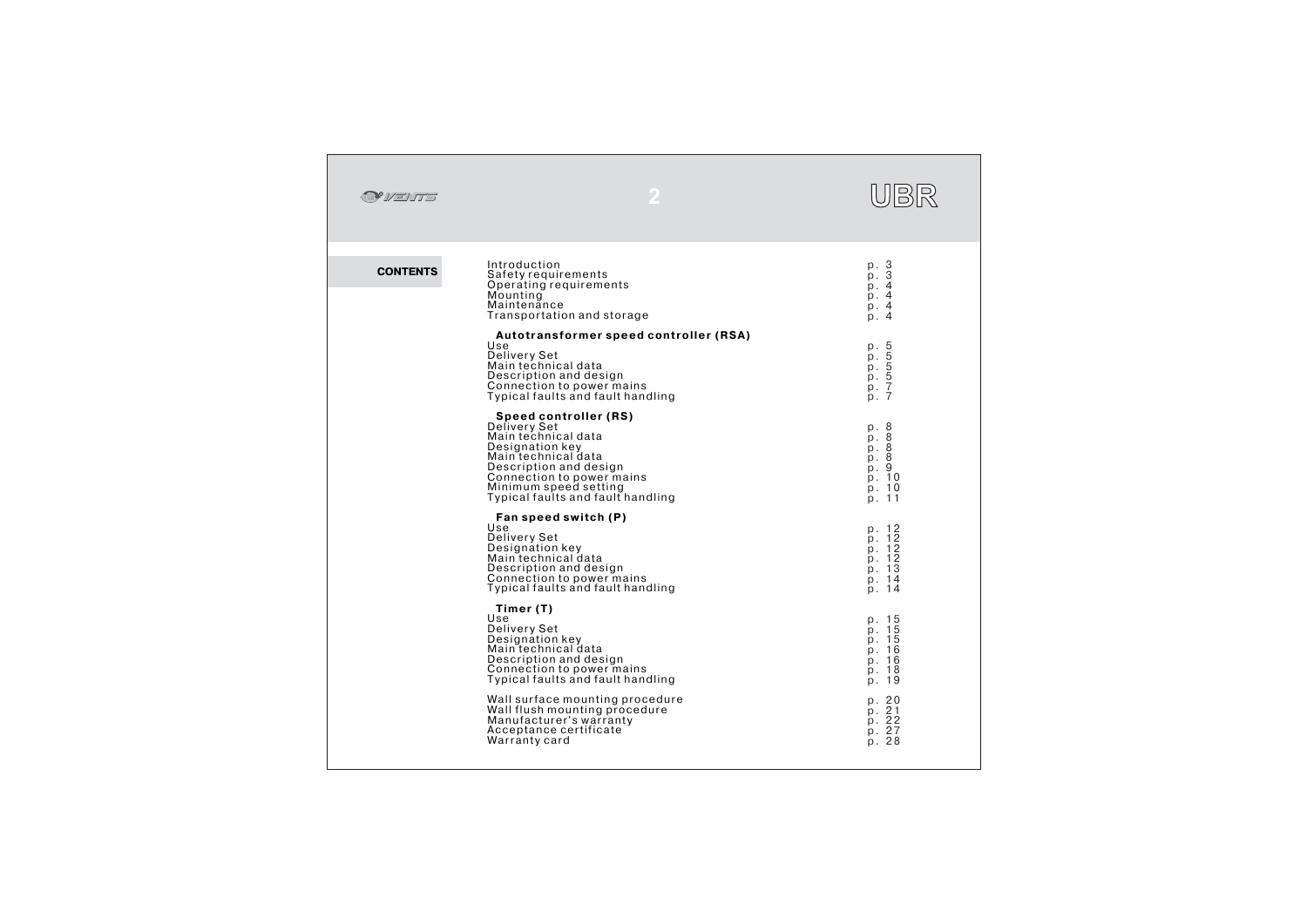## CONTENTS

| | |
|---|---|
| Introduction | p. 3 |
| Safety requirements | p. 3 |
| Operating requirements | p. 4 |
| Mounting | p. 4 |
| Maintenance | p. 4 |
| Transportation and storage | p. 4 |
| **Autotransformer speed controller (RSA)** | |
| Use | p. 5 |
| Delivery Set | p. 5 |
| Main technical data | p. 5 |
| Description and design | p. 5 |
| Connection to power mains | p. 7 |
| Typical faults and fault handling | p. 7 |
| **Speed controller (RS)** | |
| Delivery Set | p. 8 |
| Main technical data | p. 8 |
| Designation key | p. 8 |
| Main technical data | p. 8 |
| Description and design | p. 9 |
| Connection to power mains | p. 10 |
| Minimum speed setting | p. 10 |
| Typical faults and fault handling | p. 11 |
| **Fan speed switch (P)** | |
| Use | p. 12 |
| Delivery Set | p. 12 |
| Designation key | p. 12 |
| Main technical data | p. 12 |
| Description and design | p. 13 |
| Connection to power mains | p. 14 |
| Typical faults and fault handling | p. 14 |
| **Timer (T)** | |
| Use | p. 15 |
| Delivery Set | p. 15 |
| Designation key | p. 15 |
| Main technical data | p. 16 |
| Description and design | p. 16 |
| Connection to power mains | p. 18 |
| Typical faults and fault handling | p. 19 |
| Wall surface mounting procedure | p. 20 |
| Wall flush mounting procedure | p. 21 |
| Manufacturer's warranty | p. 22 |
| Acceptance certificate | p. 27 |
| Warranty card | p. 28 |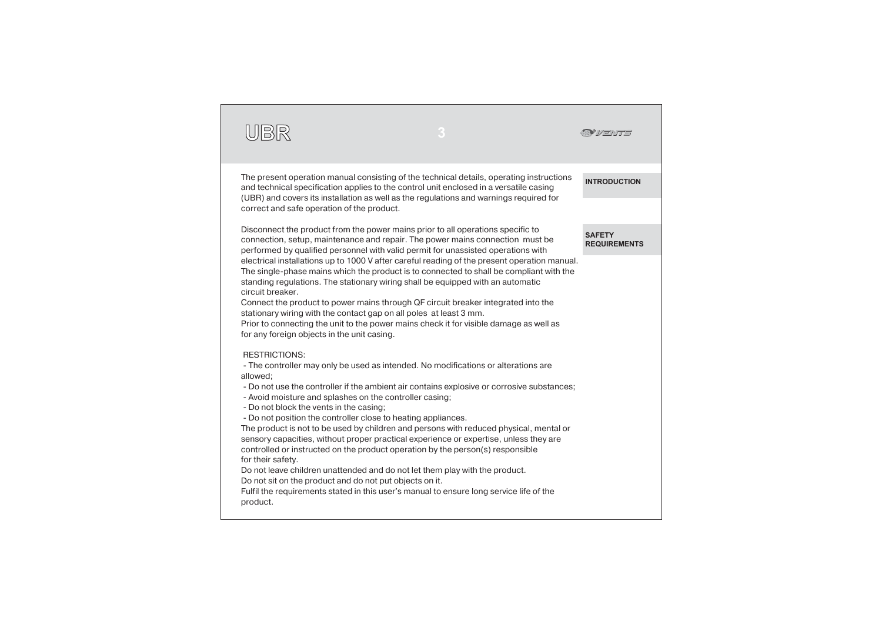## INTRODUCTION

The present operation manual consisting of the technical details, operating instructions and technical specification applies to the control unit enclosed in a versatile casing (UBR) and covers its installation as well as the regulations and warnings required for correct and safe operation of the product.

## SAFETY REQUIREMENTS

Disconnect the product from the power mains prior to all operations specific to connection, setup, maintenance and repair. The power mains connection must be performed by qualified personnel with valid permit for unassisted operations with electrical installations up to 1000 V after careful reading of the present operation manual.
The single-phase mains which the product is to connected to shall be compliant with the standing regulations. The stationary wiring shall be equipped with an automatic circuit breaker.
Connect the product to power mains through QF circuit breaker integrated into the stationary wiring with the contact gap on all poles at least 3 mm.
Prior to connecting the unit to the power mains check it for visible damage as well as for any foreign objects in the unit casing.

RESTRICTIONS:

- The controller may only be used as intended. No modifications or alterations are allowed;
- Do not use the controller if the ambient air contains explosive or corrosive substances;
- Avoid moisture and splashes on the controller casing;
- Do not block the vents in the casing;
- Do not position the controller close to heating appliances.

The product is not to be used by children and persons with reduced physical, mental or sensory capacities, without proper practical experience or expertise, unless they are controlled or instructed on the product operation by the person(s) responsible for their safety.
Do not leave children unattended and do not let them play with the product.
Do not sit on the product and do not put objects on it.
Fulfil the requirements stated in this user's manual to ensure long service life of the product.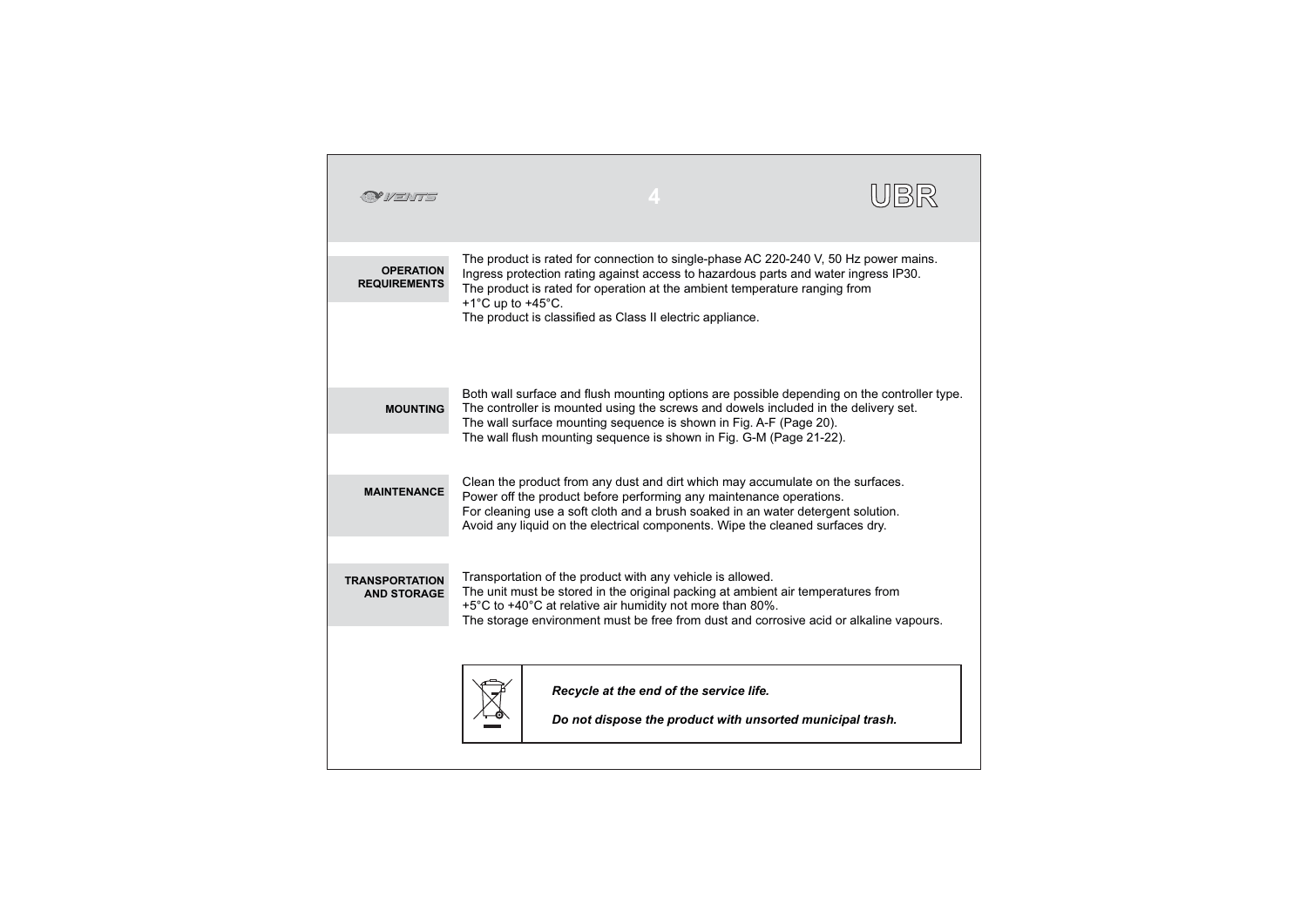## OPERATION REQUIREMENTS

The product is rated for connection to single-phase AC 220-240 V, 50 Hz power mains.
Ingress protection rating against access to hazardous parts and water ingress IP30.
The product is rated for operation at the ambient temperature ranging from +1°C up to +45°C.
The product is classified as Class II electric appliance.

## MOUNTING

Both wall surface and flush mounting options are possible depending on the controller type.
The controller is mounted using the screws and dowels included in the delivery set.
The wall surface mounting sequence is shown in Fig. A-F (Page 20).
The wall flush mounting sequence is shown in Fig. G-M (Page 21-22).

## MAINTENANCE

Clean the product from any dust and dirt which may accumulate on the surfaces.
Power off the product before performing any maintenance operations.
For cleaning use a soft cloth and a brush soaked in an water detergent solution.
Avoid any liquid on the electrical components. Wipe the cleaned surfaces dry.

## TRANSPORTATION AND STORAGE

Transportation of the product with any vehicle is allowed.
The unit must be stored in the original packing at ambient air temperatures from +5°C to +40°C at relative air humidity not more than 80%.
The storage environment must be free from dust and corrosive acid or alkaline vapours.

***Recycle at the end of the service life.***

***Do not dispose the product with unsorted municipal trash.***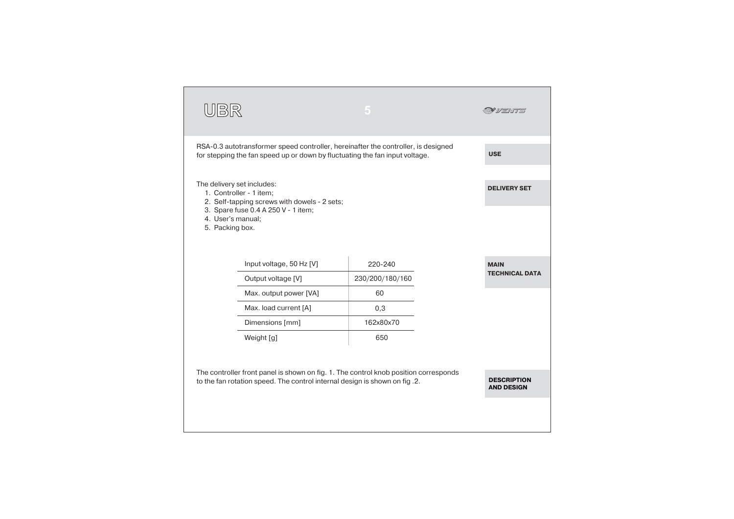## USE

RSA-0.3 autotransformer speed controller, hereinafter the controller, is designed for stepping the fan speed up or down by fluctuating the fan input voltage.

## DELIVERY SET

The delivery set includes:

1. Controller - 1 item;
2. Self-tapping screws with dowels - 2 sets;
3. Spare fuse 0.4 A 250 V - 1 item;
4. User's manual;
5. Packing box.

## MAIN TECHNICAL DATA

| Parameter | Value |
|---|---|
| Input voltage, 50 Hz [V] | 220-240 |
| Output voltage [V] | 230/200/180/160 |
| Max. output power [VA] | 60 |
| Max. load current [A] | 0,3 |
| Dimensions [mm] | 162x80x70 |
| Weight [g] | 650 |

## DESCRIPTION AND DESIGN

The controller front panel is shown on fig. 1. The control knob position corresponds to the fan rotation speed. The control internal design is shown on fig .2.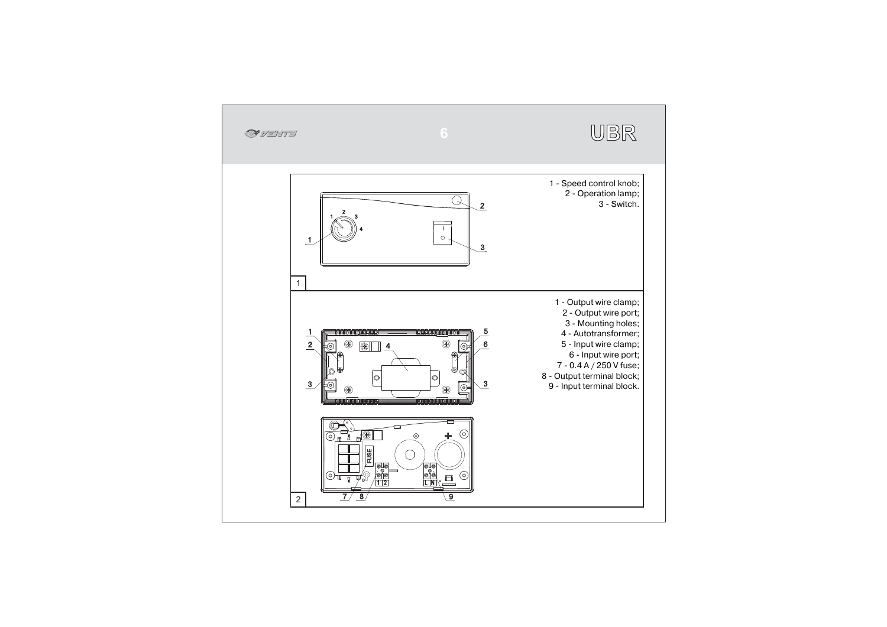1 - Speed control knob;
2 - Operation lamp;
3 - Switch.

1

1 - Output wire clamp;
2 - Output wire port;
3 - Mounting holes;
4 - Autotransformer;
5 - Input wire clamp;
6 - Input wire port;
7 - 0.4 A / 250 V fuse;
8 - Output terminal block;
9 - Input terminal block.

2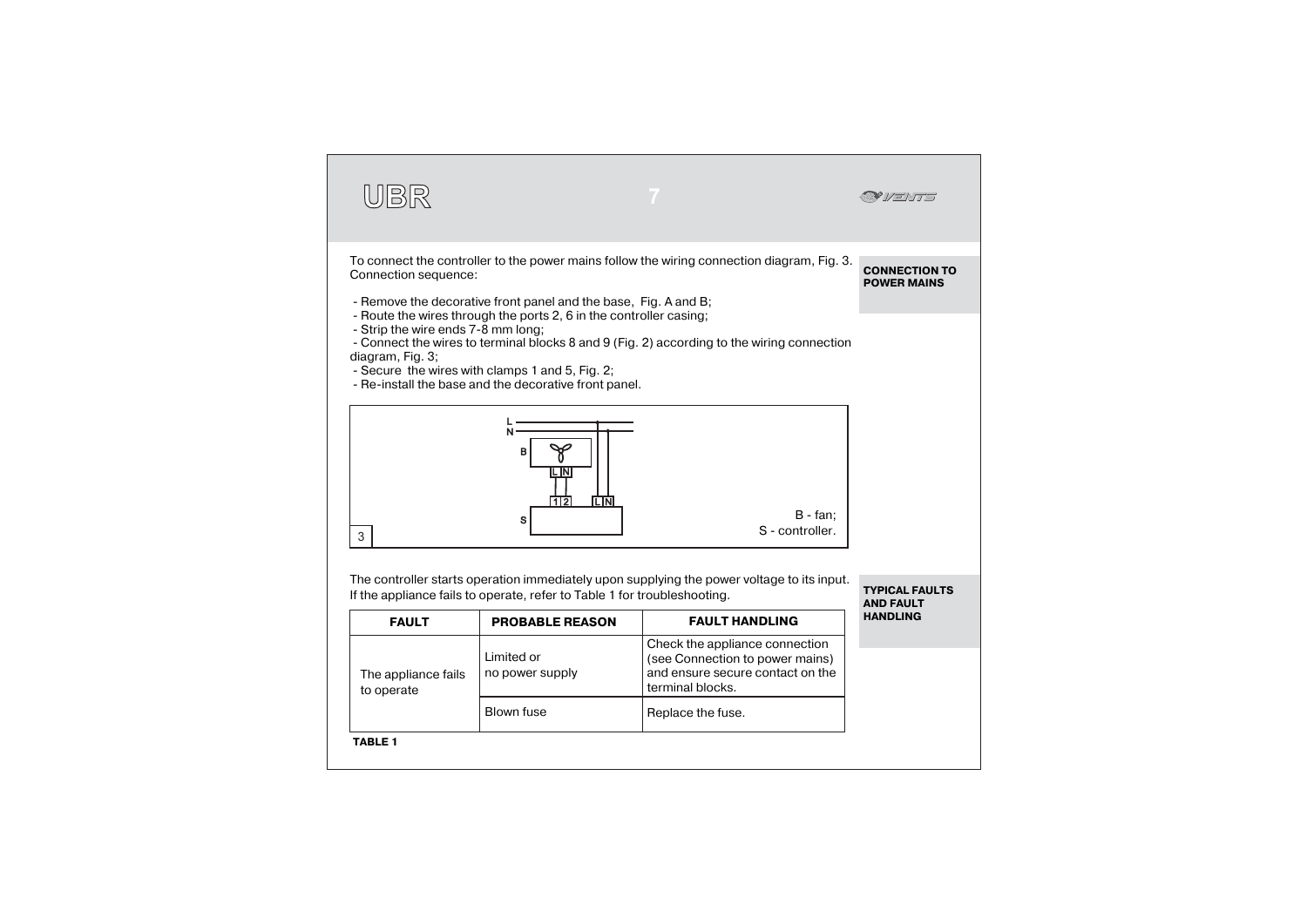## CONNECTION TO POWER MAINS

To connect the controller to the power mains follow the wiring connection diagram, Fig. 3.
Connection sequence:

- Remove the decorative front panel and the base, Fig. A and B;
- Route the wires through the ports 2, 6 in the controller casing;
- Strip the wire ends 7-8 mm long;
- Connect the wires to terminal blocks 8 and 9 (Fig. 2) according to the wiring connection diagram, Fig. 3;
- Secure the wires with clamps 1 and 5, Fig. 2;
- Re-install the base and the decorative front panel.

B - fan;
S - controller.

3

## TYPICAL FAULTS AND FAULT HANDLING

The controller starts operation immediately upon supplying the power voltage to its input.
If the appliance fails to operate, refer to Table 1 for troubleshooting.

| FAULT | PROBABLE REASON | FAULT HANDLING |
|---|---|---|
| The appliance fails to operate | Limited or no power supply | Check the appliance connection (see Connection to power mains) and ensure secure contact on the terminal blocks. |
| | Blown fuse | Replace the fuse. |

**TABLE 1**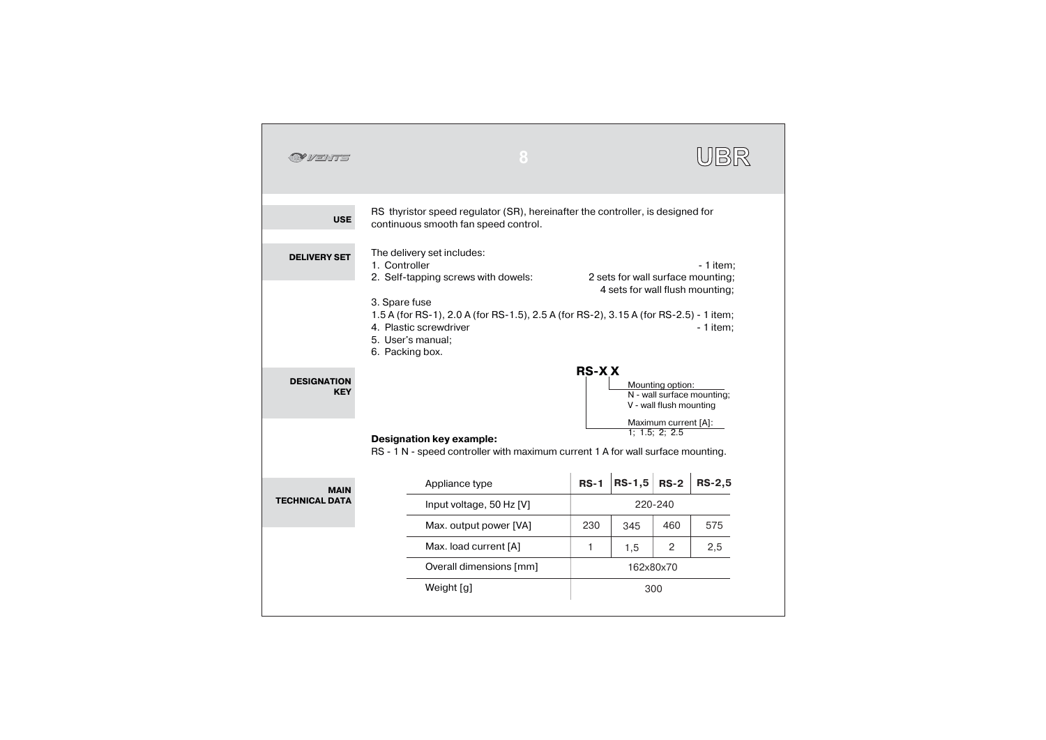## USE

RS thyristor speed regulator (SR), hereinafter the controller, is designed for continuous smooth fan speed control.

## DELIVERY SET

The delivery set includes:

1. Controller - 1 item;
2. Self-tapping screws with dowels: 2 sets for wall surface mounting; 4 sets for wall flush mounting;
3. Spare fuse
   1.5 A (for RS-1), 2.0 A (for RS-1.5), 2.5 A (for RS-2), 3.15 A (for RS-2.5) - 1 item;
4. Plastic screwdriver - 1 item;
5. User's manual;
6. Packing box.

## DESIGNATION KEY

**RS-X X**

- Mounting option:
  N - wall surface mounting;
  V - wall flush mounting
- Maximum current [A]:
  1; 1.5; 2; 2.5

**Designation key example:**

RS - 1 N - speed controller with maximum current 1 A for wall surface mounting.

## MAIN TECHNICAL DATA

| Appliance type | RS-1 | RS-1,5 | RS-2 | RS-2,5 |
|---|---|---|---|---|
| Input voltage, 50 Hz [V] | 220-240 | | | |
| Max. output power [VA] | 230 | 345 | 460 | 575 |
| Max. load current [A] | 1 | 1,5 | 2 | 2,5 |
| Overall dimensions [mm] | 162x80x70 | | | |
| Weight [g] | 300 | | | |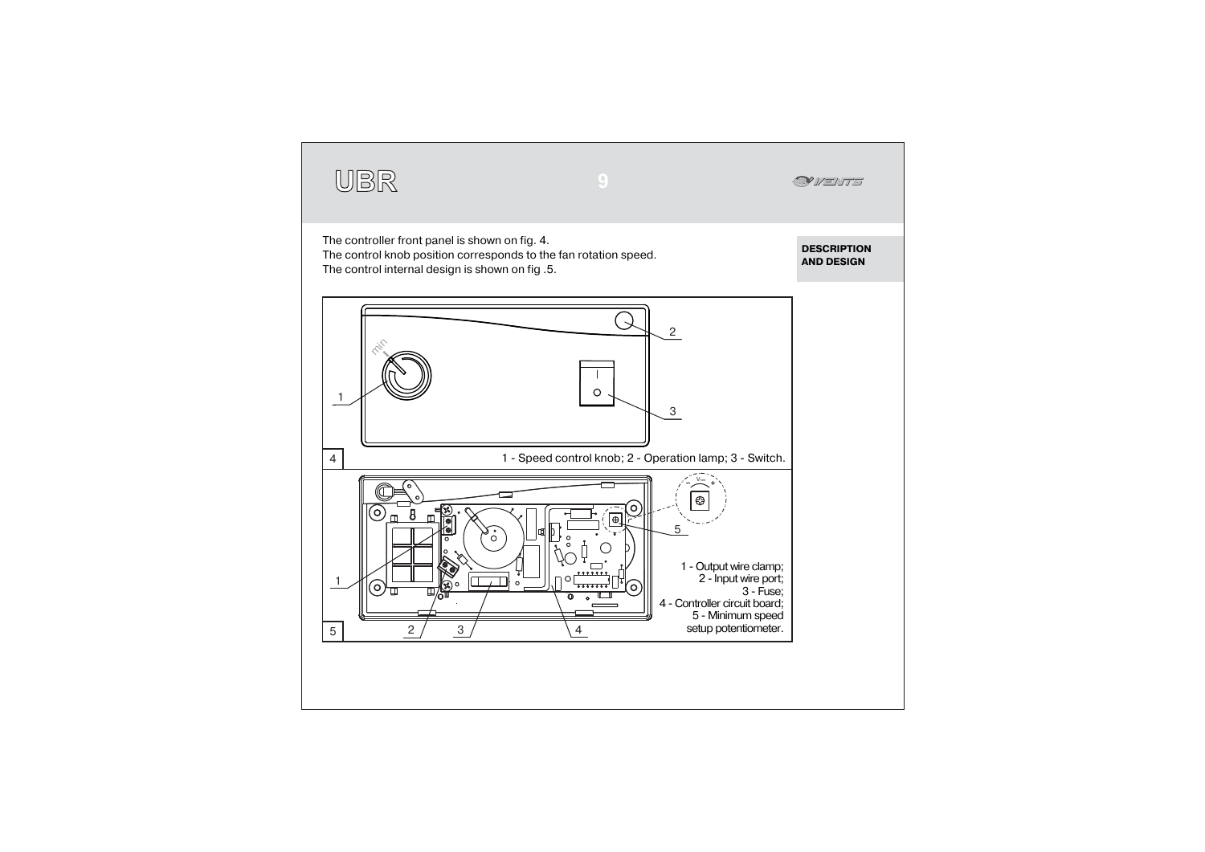**DESCRIPTION AND DESIGN**

The controller front panel is shown on fig. 4.
The control knob position corresponds to the fan rotation speed.
The control internal design is shown on fig .5.

4 — 1 - Speed control knob; 2 - Operation lamp; 3 - Switch.

5 — 1 - Output wire clamp; 2 - Input wire port; 3 - Fuse; 4 - Controller circuit board; 5 - Minimum speed setup potentiometer.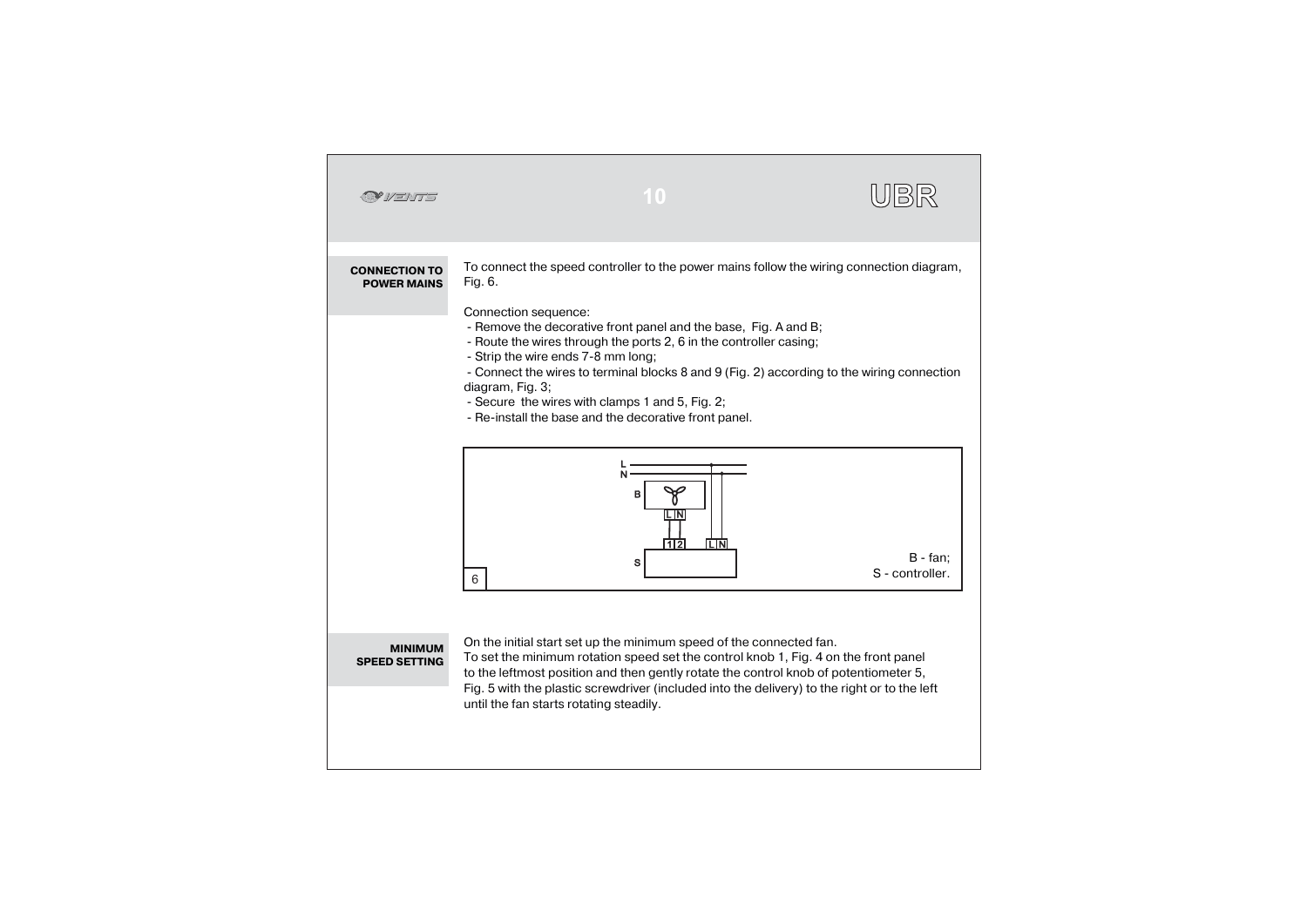## CONNECTION TO POWER MAINS

To connect the speed controller to the power mains follow the wiring connection diagram, Fig. 6.

Connection sequence:

- Remove the decorative front panel and the base, Fig. A and B;
- Route the wires through the ports 2, 6 in the controller casing;
- Strip the wire ends 7-8 mm long;
- Connect the wires to terminal blocks 8 and 9 (Fig. 2) according to the wiring connection diagram, Fig. 3;
- Secure the wires with clamps 1 and 5, Fig. 2;
- Re-install the base and the decorative front panel.

6

B - fan;
S - controller.

## MINIMUM SPEED SETTING

On the initial start set up the minimum speed of the connected fan.
To set the minimum rotation speed set the control knob 1, Fig. 4 on the front panel to the leftmost position and then gently rotate the control knob of potentiometer 5, Fig. 5 with the plastic screwdriver (included into the delivery) to the right or to the left until the fan starts rotating steadily.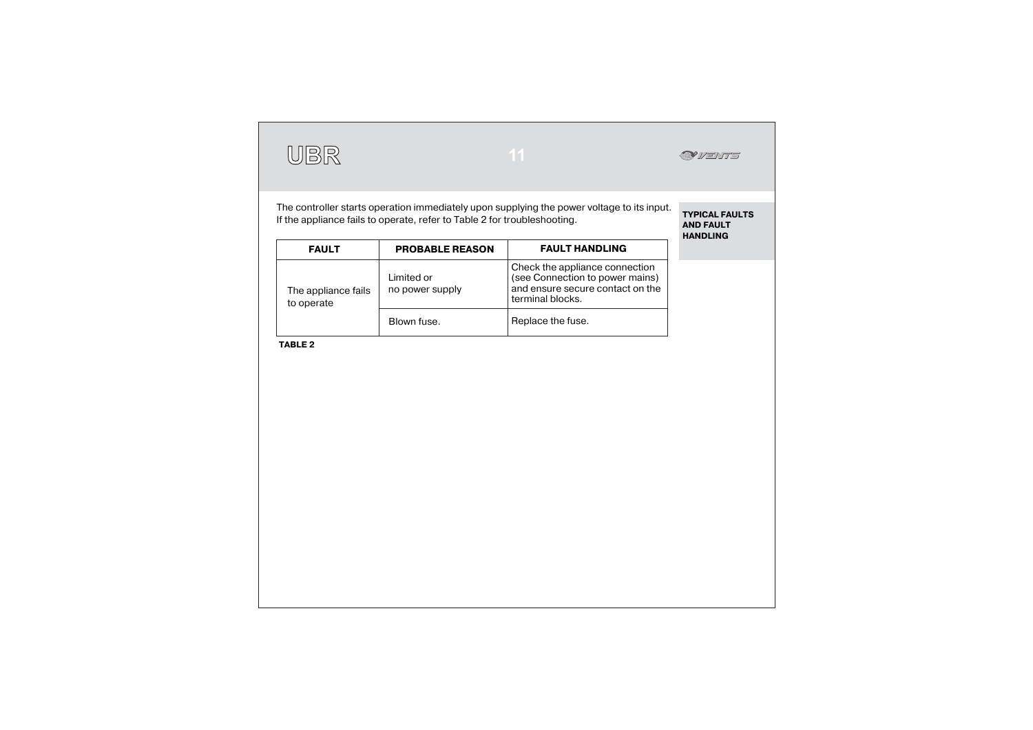## TYPICAL FAULTS AND FAULT HANDLING

The controller starts operation immediately upon supplying the power voltage to its input. If the appliance fails to operate, refer to Table 2 for troubleshooting.

| FAULT | PROBABLE REASON | FAULT HANDLING |
|---|---|---|
| The appliance fails to operate | Limited or no power supply | Check the appliance connection (see Connection to power mains) and ensure secure contact on the terminal blocks. |
| | Blown fuse. | Replace the fuse. |

**TABLE 2**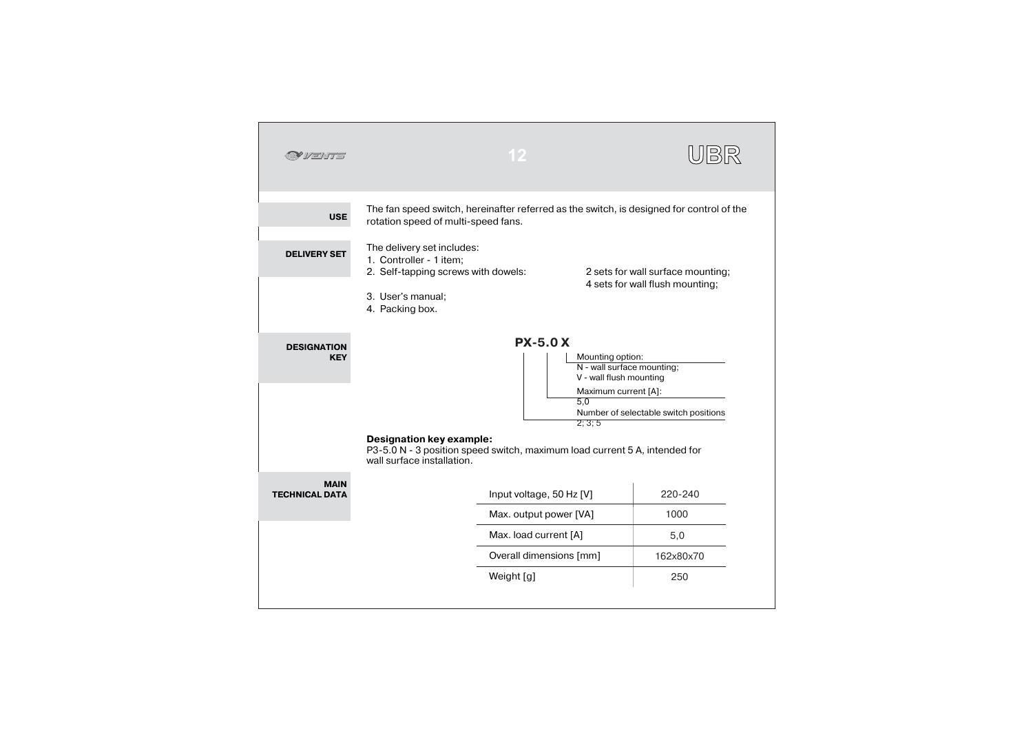## USE

The fan speed switch, hereinafter referred as the switch, is designed for control of the rotation speed of multi-speed fans.

## DELIVERY SET

The delivery set includes:

1. Controller - 1 item;
2. Self-tapping screws with dowels: 2 sets for wall surface mounting; 4 sets for wall flush mounting;
3. User's manual;
4. Packing box.

## DESIGNATION KEY

**PX-5.0 X**

- Mounting option: N - wall surface mounting; V - wall flush mounting
- Maximum current [A]: 5,0
- Number of selectable switch positions: 2; 3; 5

**Designation key example:**
P3-5.0 N - 3 position speed switch, maximum load current 5 A, intended for wall surface installation.

## MAIN TECHNICAL DATA

| Parameter | Value |
|---|---|
| Input voltage, 50 Hz [V] | 220-240 |
| Max. output power [VA] | 1000 |
| Max. load current [A] | 5,0 |
| Overall dimensions [mm] | 162x80x70 |
| Weight [g] | 250 |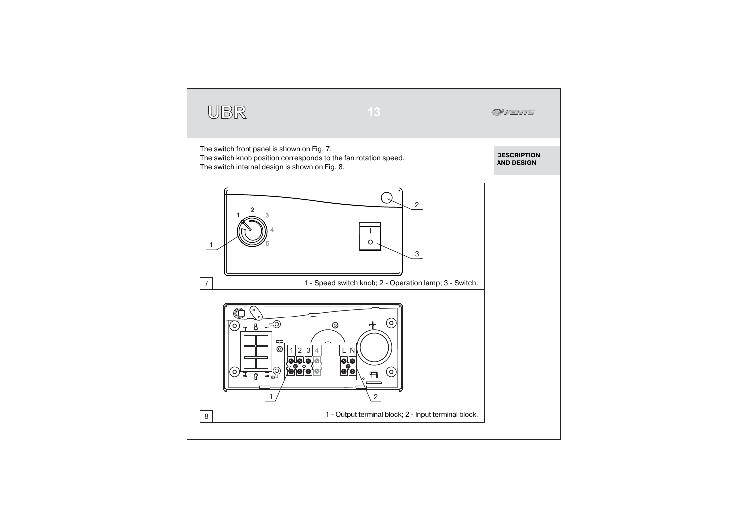**DESCRIPTION AND DESIGN**

The switch front panel is shown on Fig. 7.
The switch knob position corresponds to the fan rotation speed.
The switch internal design is shown on Fig. 8.

7 1 - Speed switch knob; 2 - Operation lamp; 3 - Switch.

8 1 - Output terminal block; 2 - Input terminal block.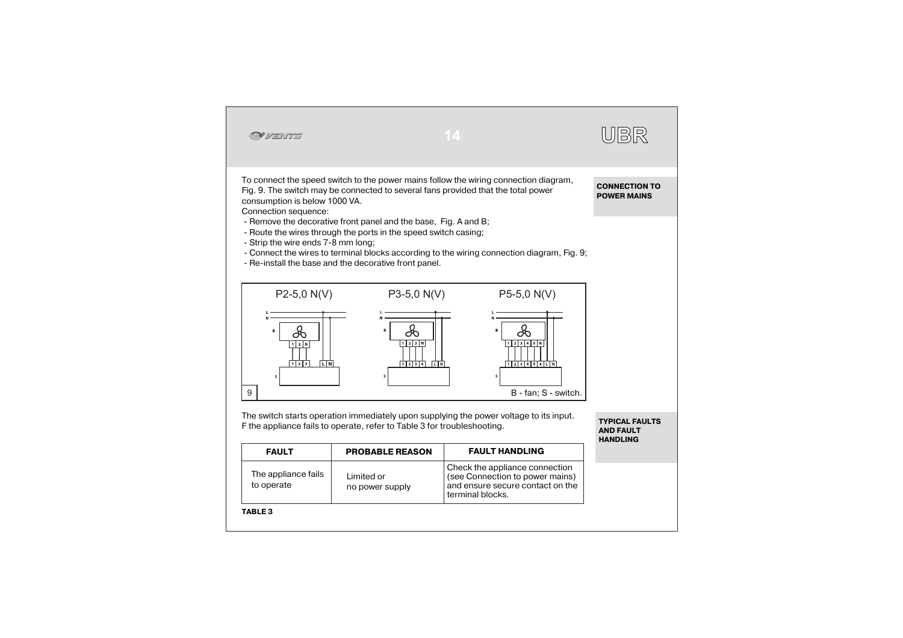## CONNECTION TO POWER MAINS

To connect the speed switch to the power mains follow the wiring connection diagram, Fig. 9. The switch may be connected to several fans provided that the total power consumption is below 1000 VA.

Connection sequence:

- Remove the decorative front panel and the base, Fig. A and B;
- Route the wires through the ports in the speed switch casing;
- Strip the wire ends 7-8 mm long;
- Connect the wires to terminal blocks according to the wiring connection diagram, Fig. 9;
- Re-install the base and the decorative front panel.

P2-5,0 N(V) P3-5,0 N(V) P5-5,0 N(V)

9 B - fan; S - switch.

## TYPICAL FAULTS AND FAULT HANDLING

The switch starts operation immediately upon supplying the power voltage to its input. F the appliance fails to operate, refer to Table 3 for troubleshooting.

| FAULT | PROBABLE REASON | FAULT HANDLING |
| --- | --- | --- |
| The appliance fails to operate | Limited or no power supply | Check the appliance connection (see Connection to power mains) and ensure secure contact on the terminal blocks. |

**TABLE 3**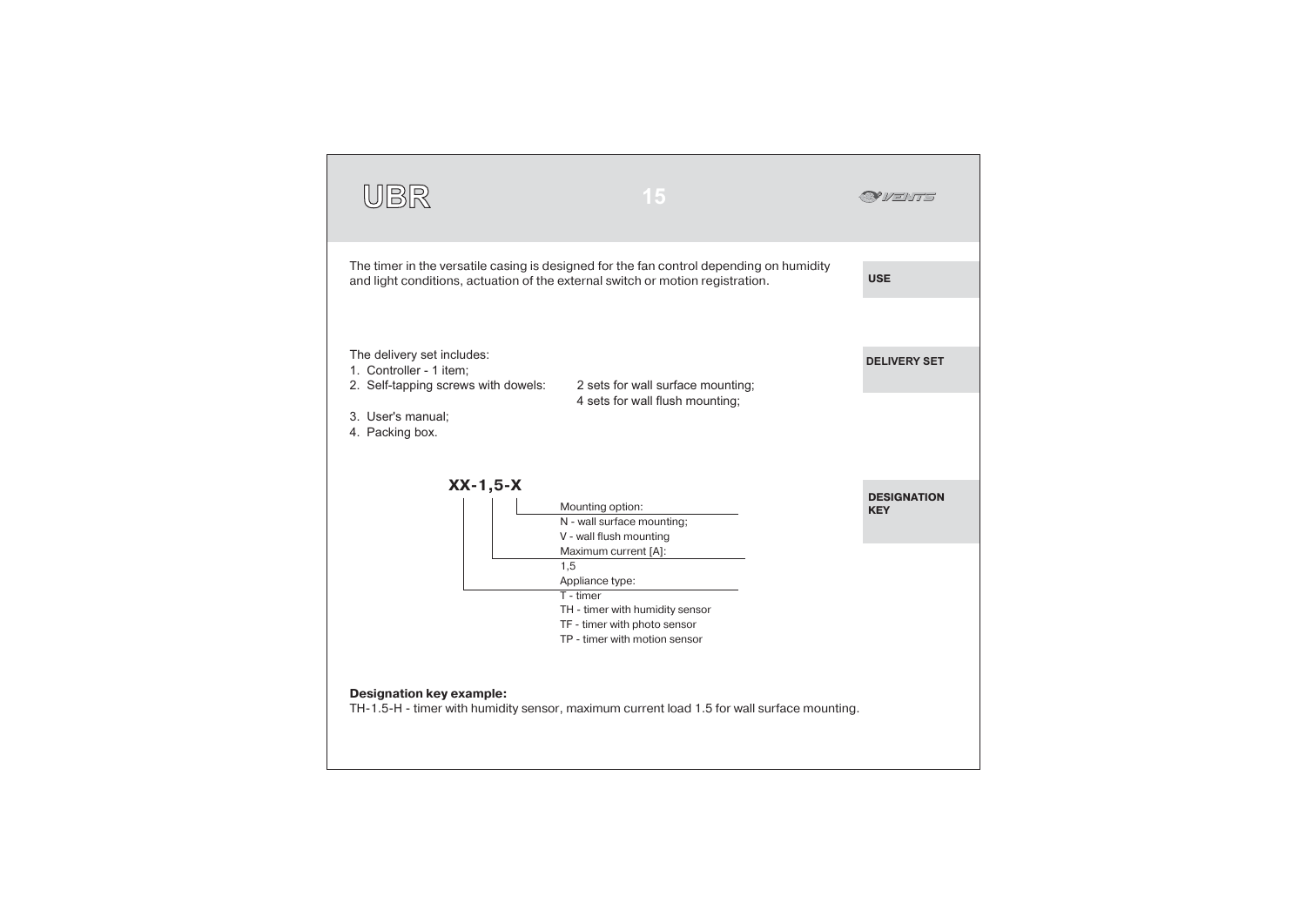## USE

The timer in the versatile casing is designed for the fan control depending on humidity and light conditions, actuation of the external switch or motion registration.

## DELIVERY SET

The delivery set includes:

1. Controller - 1 item;
2. Self-tapping screws with dowels: 2 sets for wall surface mounting; 4 sets for wall flush mounting;
3. User's manual;
4. Packing box.

## DESIGNATION KEY

**XX-1,5-X**

- Mounting option:
  - N - wall surface mounting;
  - V - wall flush mounting
- Maximum current [A]:
  - 1,5
- Appliance type:
  - T - timer
  - TH - timer with humidity sensor
  - TF - timer with photo sensor
  - TP - timer with motion sensor

**Designation key example:**

TH-1.5-H - timer with humidity sensor, maximum current load 1.5 for wall surface mounting.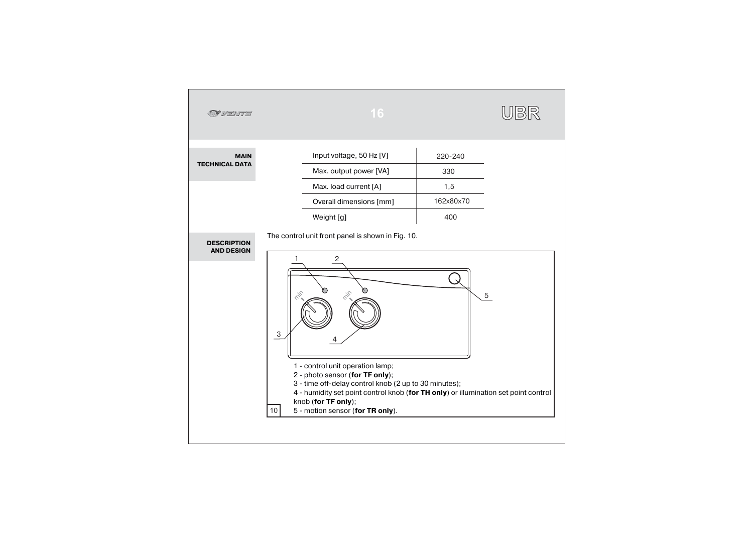## MAIN TECHNICAL DATA

| | |
|---|---|
| Input voltage, 50 Hz [V] | 220-240 |
| Max. output power [VA] | 330 |
| Max. load current [A] | 1,5 |
| Overall dimensions [mm] | 162x80x70 |
| Weight [g] | 400 |

## DESCRIPTION AND DESIGN

The control unit front panel is shown in Fig. 10.

1 - control unit operation lamp;
2 - photo sensor (**for TF only**);
3 - time off-delay control knob (2 up to 30 minutes);
4 - humidity set point control knob (**for TH only**) or illumination set point control knob (**for TF only**);
5 - motion sensor (**for TR only**).

10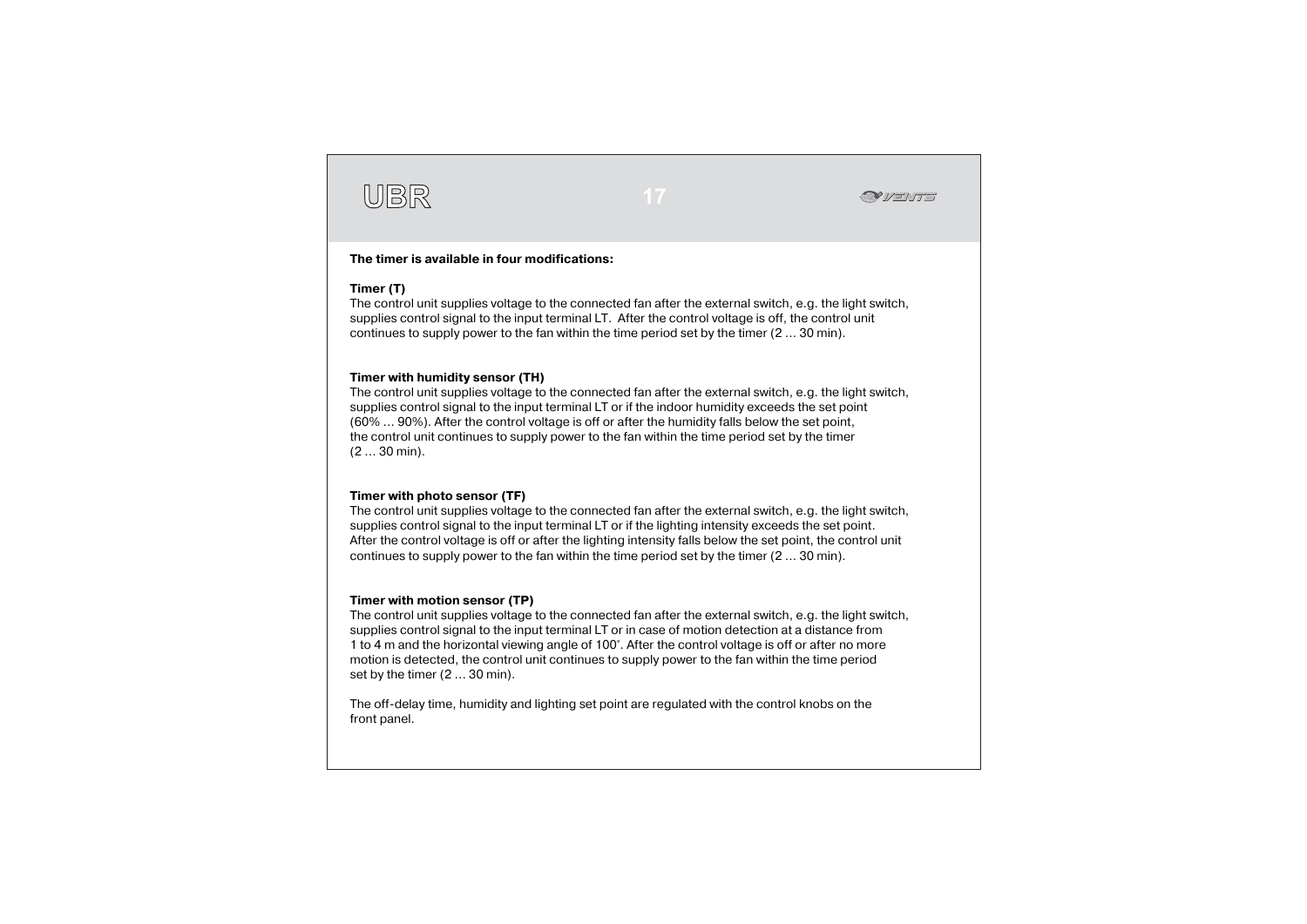**The timer is available in four modifications:**

**Timer (T)**
The control unit supplies voltage to the connected fan after the external switch, e.g. the light switch, supplies control signal to the input terminal LT. After the control voltage is off, the control unit continues to supply power to the fan within the time period set by the timer (2 … 30 min).

**Timer with humidity sensor (TH)**
The control unit supplies voltage to the connected fan after the external switch, e.g. the light switch, supplies control signal to the input terminal LT or if the indoor humidity exceeds the set point (60% … 90%). After the control voltage is off or after the humidity falls below the set point, the control unit continues to supply power to the fan within the time period set by the timer (2 … 30 min).

**Timer with photo sensor (TF)**
The control unit supplies voltage to the connected fan after the external switch, e.g. the light switch, supplies control signal to the input terminal LT or if the lighting intensity exceeds the set point. After the control voltage is off or after the lighting intensity falls below the set point, the control unit continues to supply power to the fan within the time period set by the timer (2 … 30 min).

**Timer with motion sensor (TP)**
The control unit supplies voltage to the connected fan after the external switch, e.g. the light switch, supplies control signal to the input terminal LT or in case of motion detection at a distance from 1 to 4 m and the horizontal viewing angle of 100˚. After the control voltage is off or after no more motion is detected, the control unit continues to supply power to the fan within the time period set by the timer (2 … 30 min).

The off-delay time, humidity and lighting set point are regulated with the control knobs on the front panel.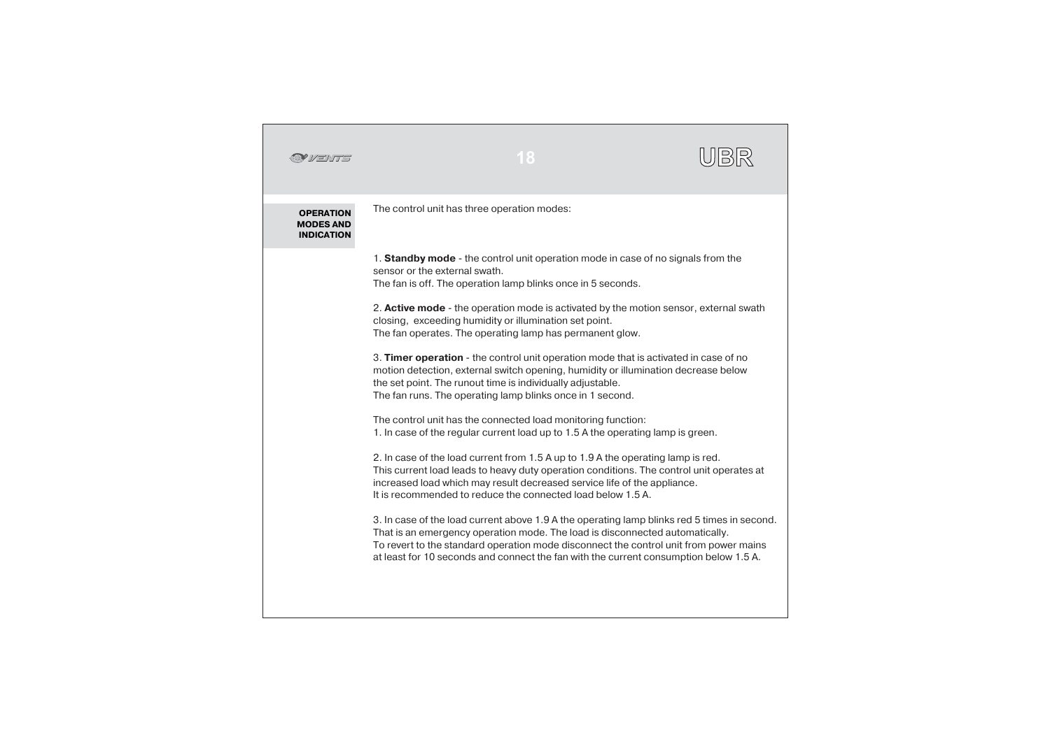## OPERATION MODES AND INDICATION

The control unit has three operation modes:

1. **Standby mode** - the control unit operation mode in case of no signals from the sensor or the external swath.
The fan is off. The operation lamp blinks once in 5 seconds.

2. **Active mode** - the operation mode is activated by the motion sensor, external swath closing, exceeding humidity or illumination set point.
The fan operates. The operating lamp has permanent glow.

3. **Timer operation** - the control unit operation mode that is activated in case of no motion detection, external switch opening, humidity or illumination decrease below the set point. The runout time is individually adjustable.
The fan runs. The operating lamp blinks once in 1 second.

The control unit has the connected load monitoring function:
1. In case of the regular current load up to 1.5 A the operating lamp is green.

2. In case of the load current from 1.5 A up to 1.9 A the operating lamp is red.
This current load leads to heavy duty operation conditions. The control unit operates at increased load which may result decreased service life of the appliance.
It is recommended to reduce the connected load below 1.5 A.

3. In case of the load current above 1.9 A the operating lamp blinks red 5 times in second.
That is an emergency operation mode. The load is disconnected automatically.
To revert to the standard operation mode disconnect the control unit from power mains at least for 10 seconds and connect the fan with the current consumption below 1.5 A.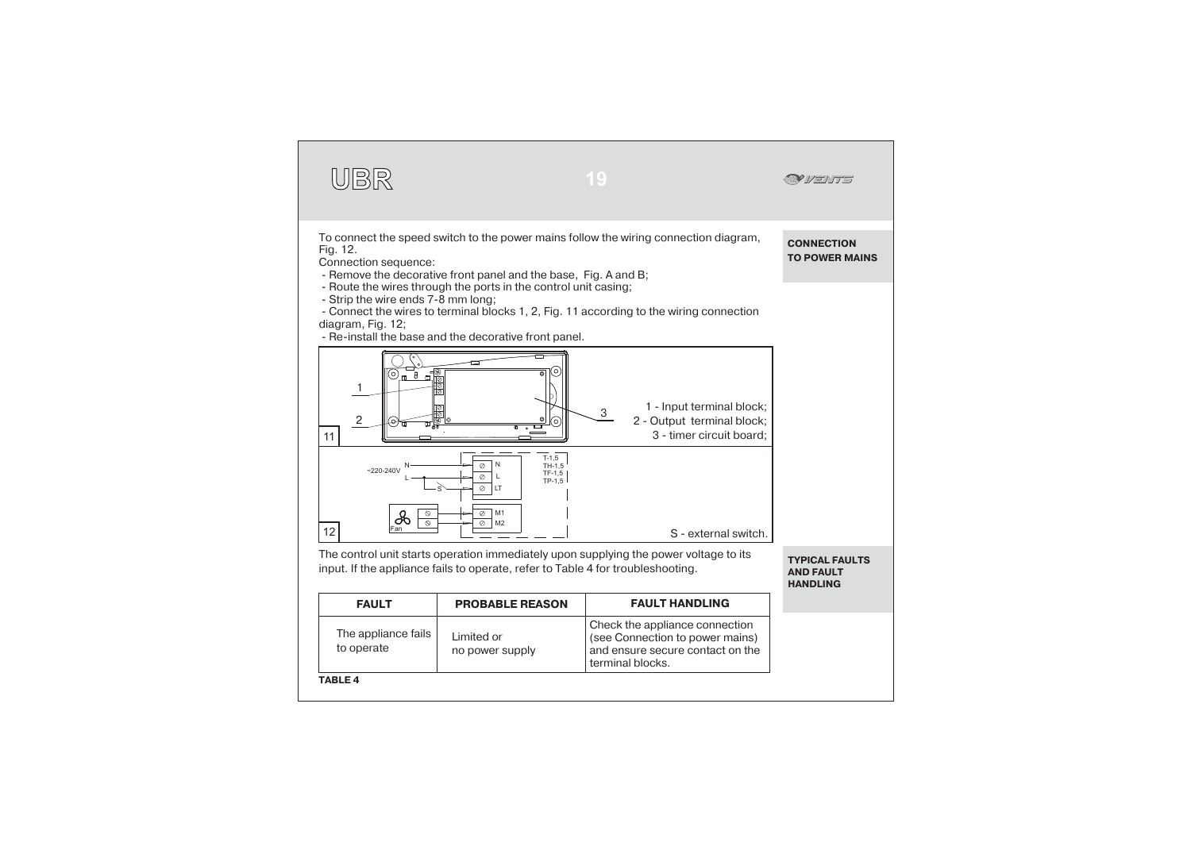## CONNECTION TO POWER MAINS

To connect the speed switch to the power mains follow the wiring connection diagram, Fig. 12.

Connection sequence:

- Remove the decorative front panel and the base, Fig. A and B;
- Route the wires through the ports in the control unit casing;
- Strip the wire ends 7-8 mm long;
- Connect the wires to terminal blocks 1, 2, Fig. 11 according to the wiring connection diagram, Fig. 12;
- Re-install the base and the decorative front panel.

11

1 - Input terminal block;
2 - Output terminal block;
3 - timer circuit board;

12

~220-240V N L S N L LT T-1,5 TH-1,5 TF-1,5 TP-1,5 Fan M1 M2

S - external switch.

## TYPICAL FAULTS AND FAULT HANDLING

The control unit starts operation immediately upon supplying the power voltage to its input. If the appliance fails to operate, refer to Table 4 for troubleshooting.

| FAULT | PROBABLE REASON | FAULT HANDLING |
|---|---|---|
| The appliance fails to operate | Limited or no power supply | Check the appliance connection (see Connection to power mains) and ensure secure contact on the terminal blocks. |

**TABLE 4**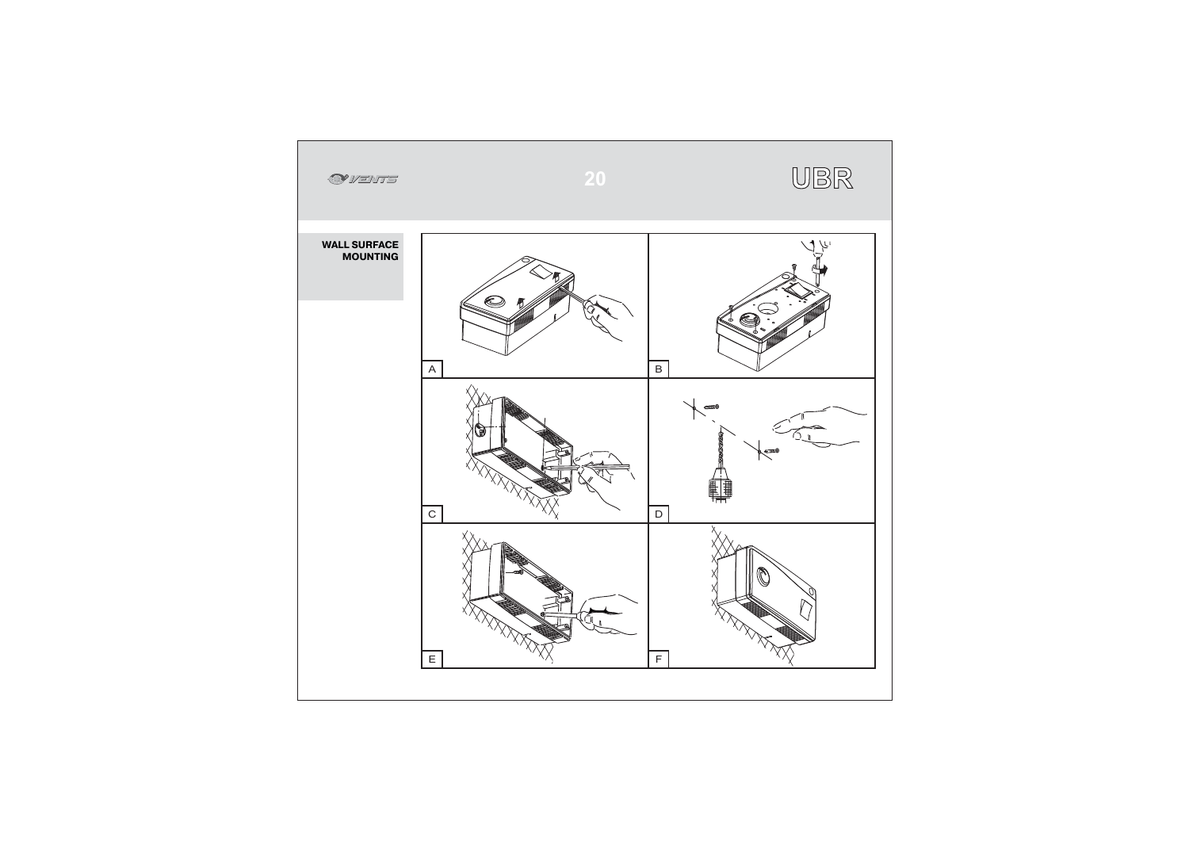## WALL SURFACE MOUNTING

A

B

C

D

E

F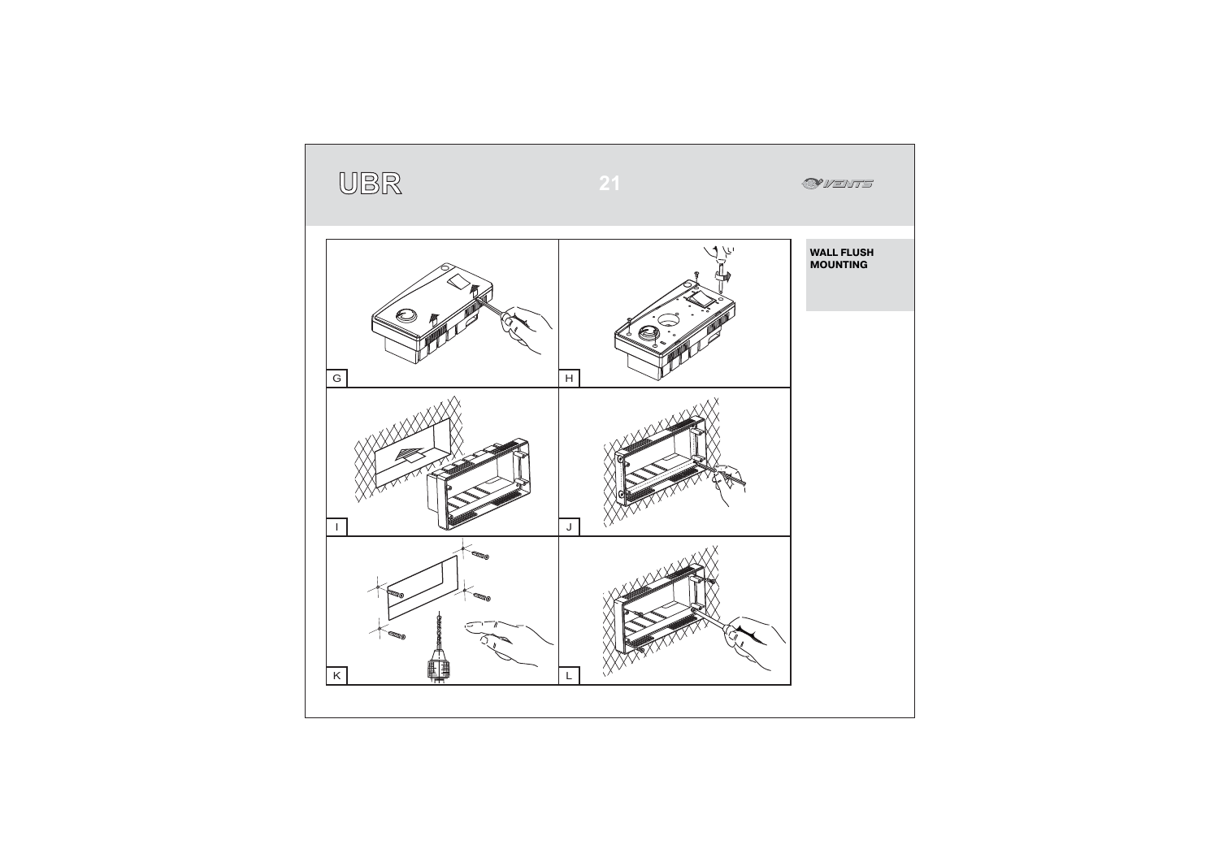**WALL FLUSH MOUNTING**

G

H

I

J

K

L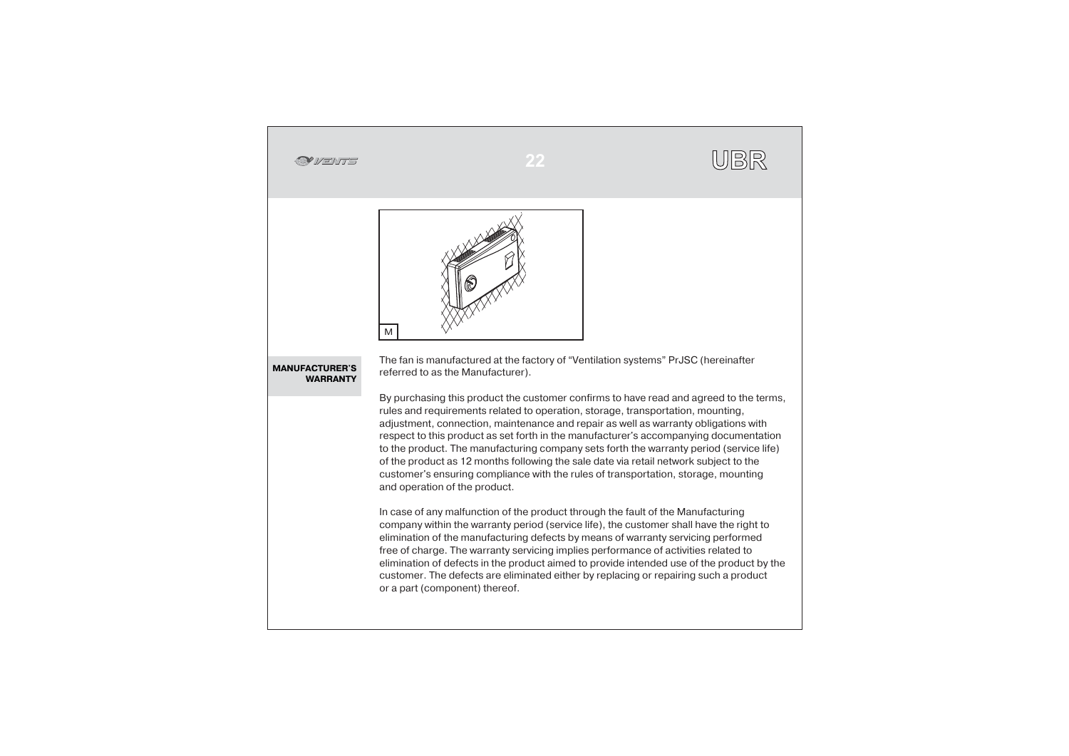M

## MANUFACTURER'S WARRANTY

The fan is manufactured at the factory of "Ventilation systems" PrJSC (hereinafter referred to as the Manufacturer).

By purchasing this product the customer confirms to have read and agreed to the terms, rules and requirements related to operation, storage, transportation, mounting, adjustment, connection, maintenance and repair as well as warranty obligations with respect to this product as set forth in the manufacturer's accompanying documentation to the product. The manufacturing company sets forth the warranty period (service life) of the product as 12 months following the sale date via retail network subject to the customer's ensuring compliance with the rules of transportation, storage, mounting and operation of the product.

In case of any malfunction of the product through the fault of the Manufacturing company within the warranty period (service life), the customer shall have the right to elimination of the manufacturing defects by means of warranty servicing performed free of charge. The warranty servicing implies performance of activities related to elimination of defects in the product aimed to provide intended use of the product by the customer. The defects are eliminated either by replacing or repairing such a product or a part (component) thereof.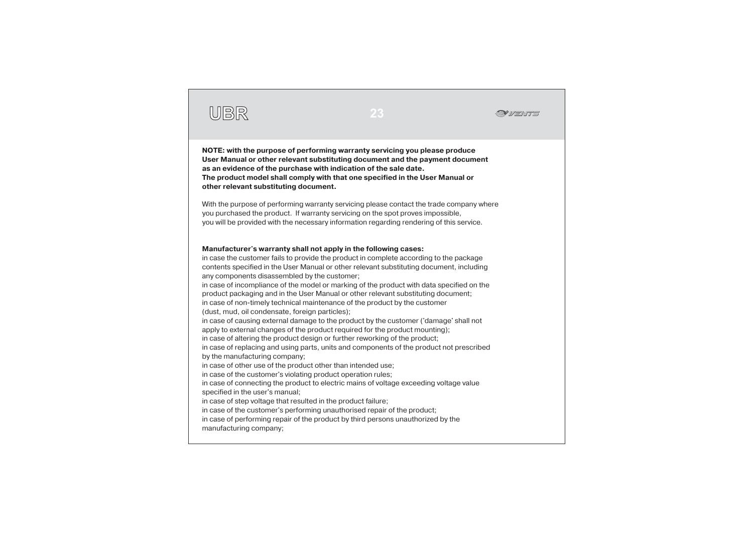**NOTE: with the purpose of performing warranty servicing you please produce User Manual or other relevant substituting document and the payment document as an evidence of the purchase with indication of the sale date.**
**The product model shall comply with that one specified in the User Manual or other relevant substituting document.**

With the purpose of performing warranty servicing please contact the trade company where you purchased the product. If warranty servicing on the spot proves impossible, you will be provided with the necessary information regarding rendering of this service.

**Manufacturer's warranty shall not apply in the following cases:**

in case the customer fails to provide the product in complete according to the package contents specified in the User Manual or other relevant substituting document, including any components disassembled by the customer;
in case of incompliance of the model or marking of the product with data specified on the product packaging and in the User Manual or other relevant substituting document;
in case of non-timely technical maintenance of the product by the customer (dust, mud, oil condensate, foreign particles);
in case of causing external damage to the product by the customer ('damage' shall not apply to external changes of the product required for the product mounting);
in case of altering the product design or further reworking of the product;
in case of replacing and using parts, units and components of the product not prescribed by the manufacturing company;
in case of other use of the product other than intended use;
in case of the customer's violating product operation rules;
in case of connecting the product to electric mains of voltage exceeding voltage value specified in the user's manual;
in case of step voltage that resulted in the product failure;
in case of the customer's performing unauthorised repair of the product;
in case of performing repair of the product by third persons unauthorized by the manufacturing company;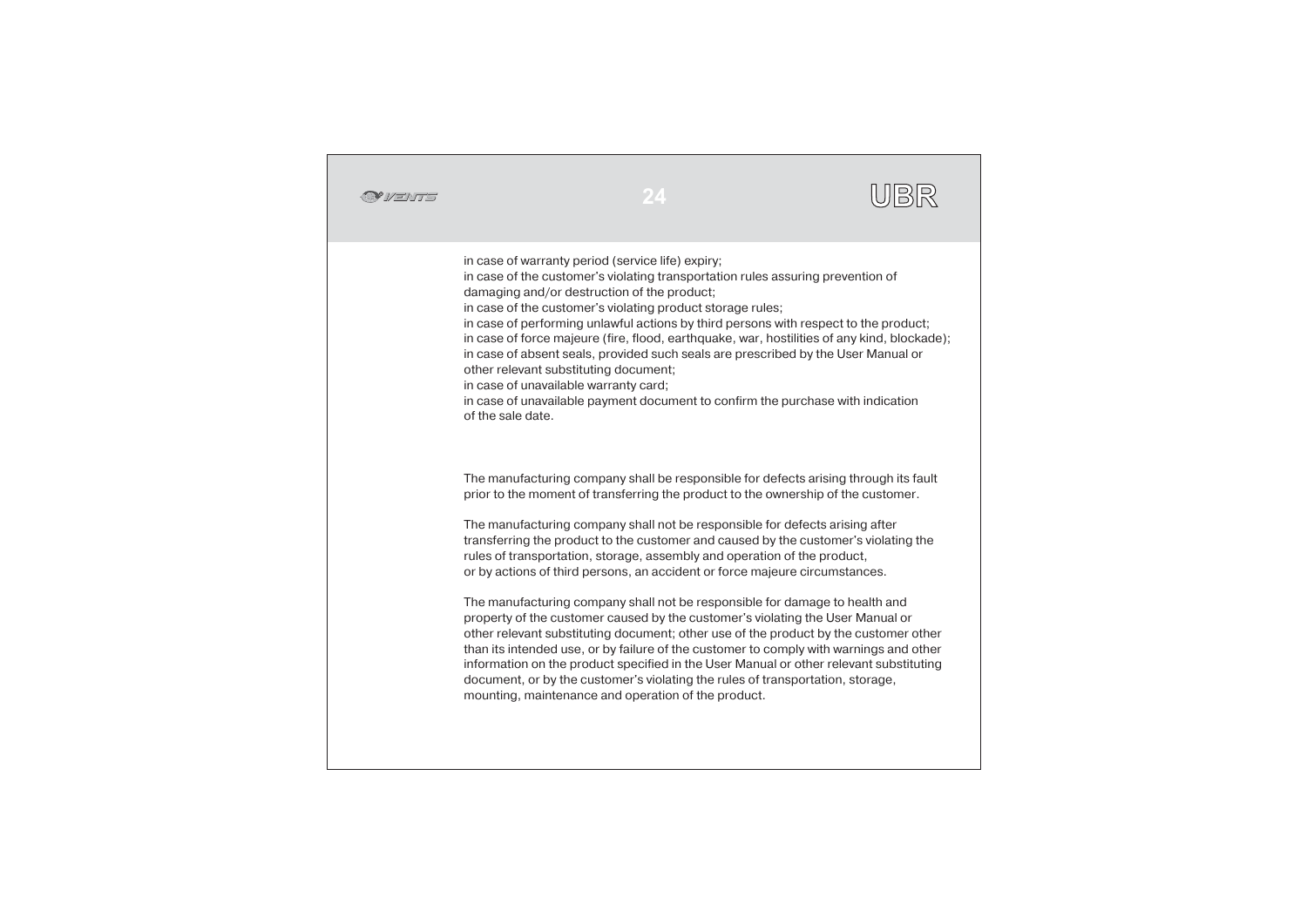in case of warranty period (service life) expiry;
in case of the customer's violating transportation rules assuring prevention of damaging and/or destruction of the product;
in case of the customer's violating product storage rules;
in case of performing unlawful actions by third persons with respect to the product;
in case of force majeure (fire, flood, earthquake, war, hostilities of any kind, blockade);
in case of absent seals, provided such seals are prescribed by the User Manual or other relevant substituting document;
in case of unavailable warranty card;
in case of unavailable payment document to confirm the purchase with indication of the sale date.

The manufacturing company shall be responsible for defects arising through its fault prior to the moment of transferring the product to the ownership of the customer.

The manufacturing company shall not be responsible for defects arising after transferring the product to the customer and caused by the customer's violating the rules of transportation, storage, assembly and operation of the product, or by actions of third persons, an accident or force majeure circumstances.

The manufacturing company shall not be responsible for damage to health and property of the customer caused by the customer's violating the User Manual or other relevant substituting document; other use of the product by the customer other than its intended use, or by failure of the customer to comply with warnings and other information on the product specified in the User Manual or other relevant substituting document, or by the customer's violating the rules of transportation, storage, mounting, maintenance and operation of the product.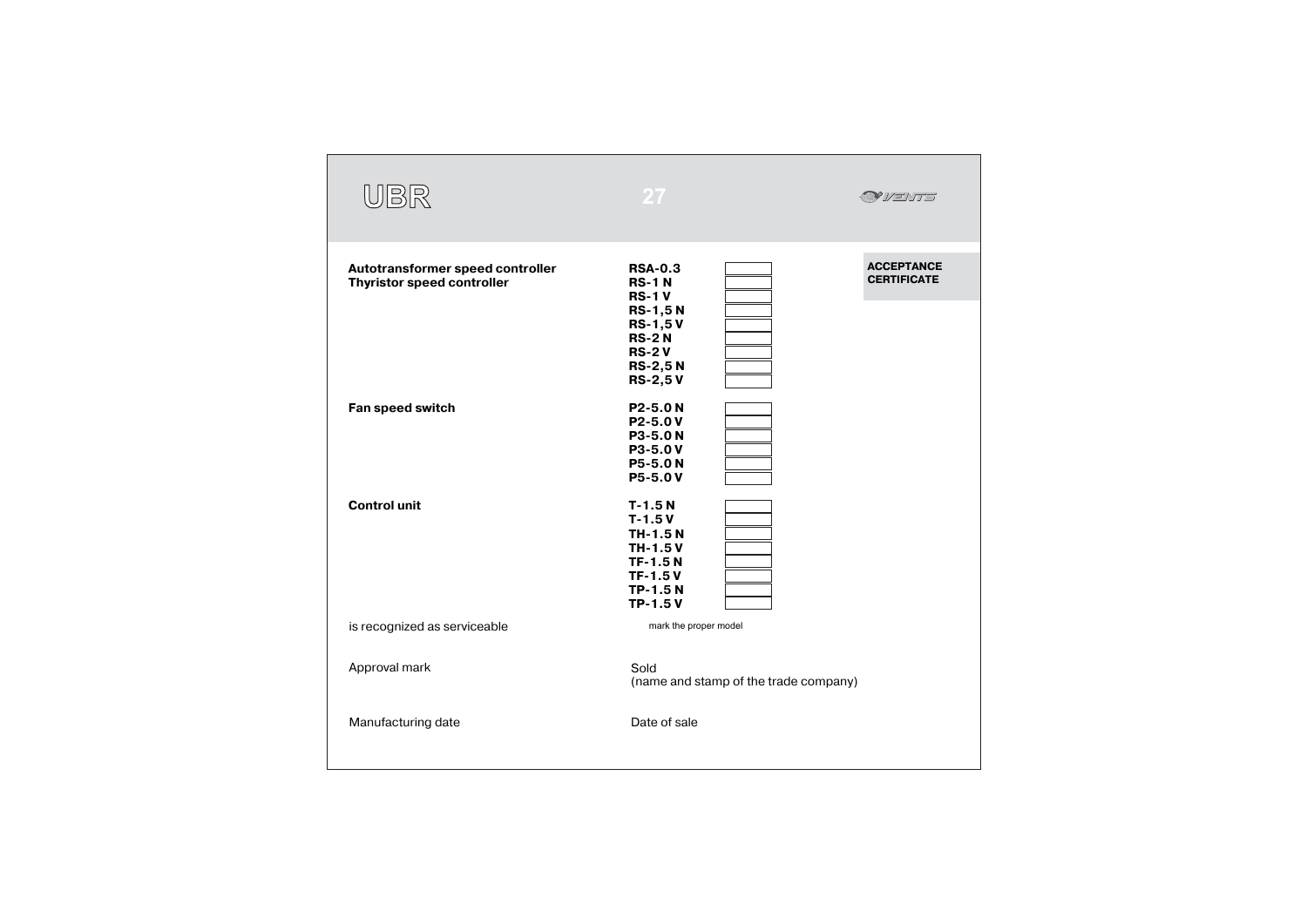## ACCEPTANCE CERTIFICATE

| | Model | |
|---|---|---|
| **Autotransformer speed controller** | **RSA-0.3** | ☐ |
| **Thyristor speed controller** | **RS-1 N** | ☐ |
| | **RS-1 V** | ☐ |
| | **RS-1,5 N** | ☐ |
| | **RS-1,5 V** | ☐ |
| | **RS-2 N** | ☐ |
| | **RS-2 V** | ☐ |
| | **RS-2,5 N** | ☐ |
| | **RS-2,5 V** | ☐ |
| **Fan speed switch** | **P2-5.0 N** | ☐ |
| | **P2-5.0 V** | ☐ |
| | **P3-5.0 N** | ☐ |
| | **P3-5.0 V** | ☐ |
| | **P5-5.0 N** | ☐ |
| | **P5-5.0 V** | ☐ |
| **Control unit** | **T-1.5 N** | ☐ |
| | **T-1.5 V** | ☐ |
| | **TH-1.5 N** | ☐ |
| | **TH-1.5 V** | ☐ |
| | **TF-1.5 N** | ☐ |
| | **TF-1.5 V** | ☐ |
| | **TP-1.5 N** | ☐ |
| | **TP-1.5 V** | ☐ |

is recognized as serviceable

mark the proper model

Approval mark

Sold
(name and stamp of the trade company)

Manufacturing date

Date of sale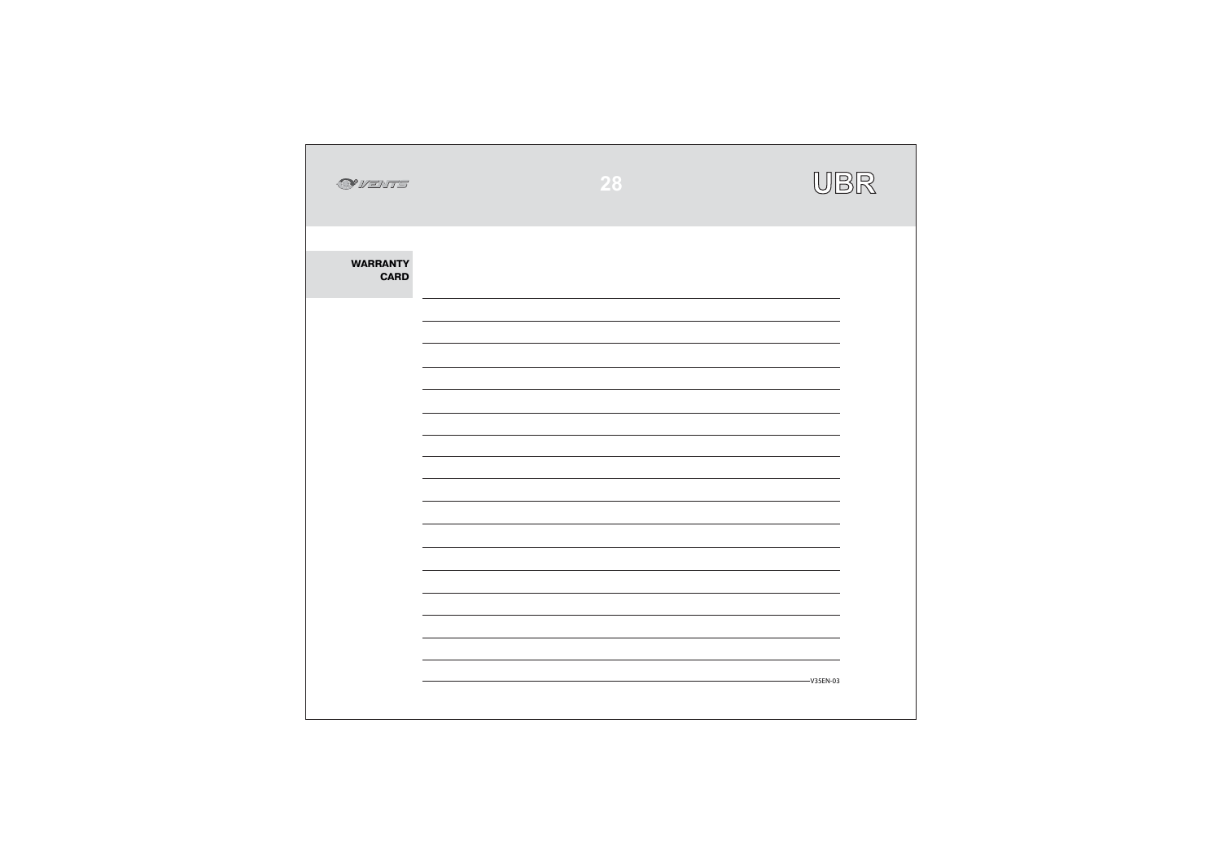## WARRANTY CARD

V35EN-03